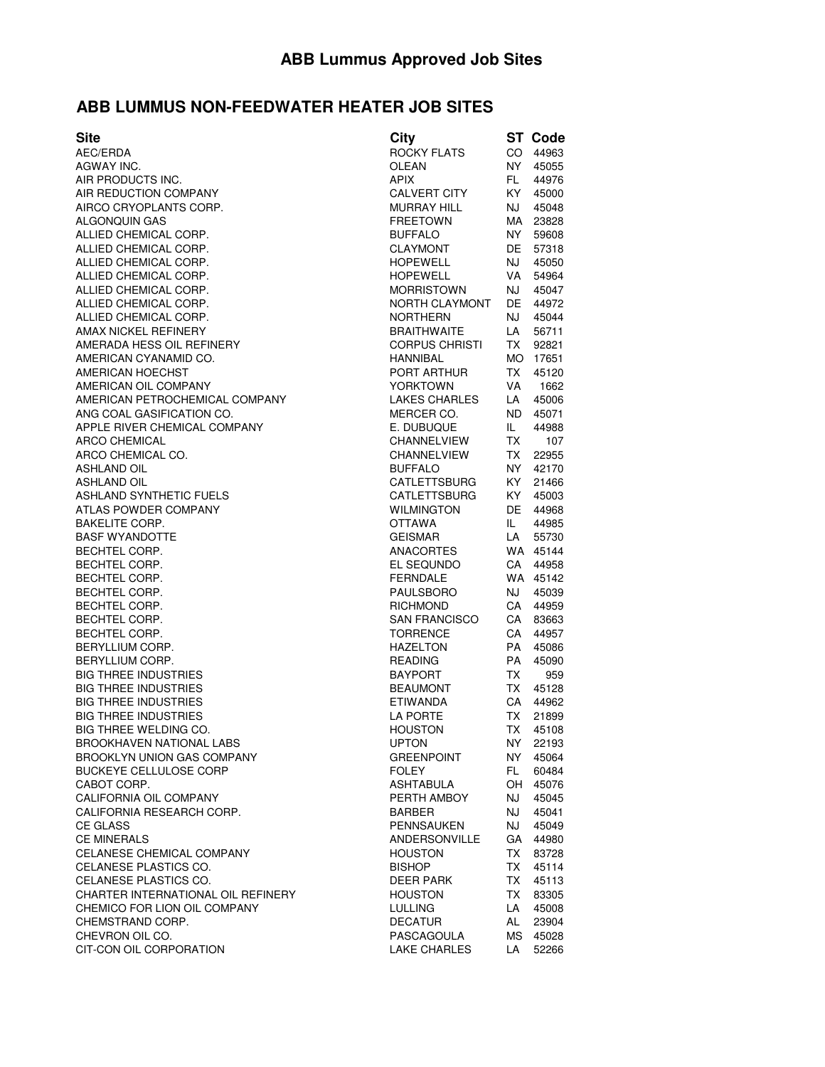# ABB Lummus Approved Job Sites

## ABB LUMMUS NON-FEEDWATER HEATER JOB SITES

| Site | City | ST | Code |
|---|---|---|---|
| AEC/ERDA | ROCKY FLATS | CO | 44963 |
| AGWAY INC. | OLEAN | NY | 45055 |
| AIR PRODUCTS INC. | APIX | FL | 44976 |
| AIR REDUCTION COMPANY | CALVERT CITY | KY | 45000 |
| AIRCO CRYOPLANTS CORP. | MURRAY HILL | NJ | 45048 |
| ALGONQUIN GAS | FREETOWN | MA | 23828 |
| ALLIED CHEMICAL CORP. | BUFFALO | NY | 59608 |
| ALLIED CHEMICAL CORP. | CLAYMONT | DE | 57318 |
| ALLIED CHEMICAL CORP. | HOPEWELL | NJ | 45050 |
| ALLIED CHEMICAL CORP. | HOPEWELL | VA | 54964 |
| ALLIED CHEMICAL CORP. | MORRISTOWN | NJ | 45047 |
| ALLIED CHEMICAL CORP. | NORTH CLAYMONT | DE | 44972 |
| ALLIED CHEMICAL CORP. | NORTHERN | NJ | 45044 |
| AMAX NICKEL REFINERY | BRAITHWAITE | LA | 56711 |
| AMERADA HESS OIL REFINERY | CORPUS CHRISTI | TX | 92821 |
| AMERICAN CYANAMID CO. | HANNIBAL | MO | 17651 |
| AMERICAN HOECHST | PORT ARTHUR | TX | 45120 |
| AMERICAN OIL COMPANY | YORKTOWN | VA | 1662 |
| AMERICAN PETROCHEMICAL COMPANY | LAKES CHARLES | LA | 45006 |
| ANG COAL GASIFICATION CO. | MERCER CO. | ND | 45071 |
| APPLE RIVER CHEMICAL COMPANY | E. DUBUQUE | IL | 44988 |
| ARCO CHEMICAL | CHANNELVIEW | TX | 107 |
| ARCO CHEMICAL CO. | CHANNELVIEW | TX | 22955 |
| ASHLAND OIL | BUFFALO | NY | 42170 |
| ASHLAND OIL | CATLETTSBURG | KY | 21466 |
| ASHLAND SYNTHETIC FUELS | CATLETTSBURG | KY | 45003 |
| ATLAS POWDER COMPANY | WILMINGTON | DE | 44968 |
| BAKELITE CORP. | OTTAWA | IL | 44985 |
| BASF WYANDOTTE | GEISMAR | LA | 55730 |
| BECHTEL CORP. | ANACORTES | WA | 45144 |
| BECHTEL CORP. | EL SEQUNDO | CA | 44958 |
| BECHTEL CORP. | FERNDALE | WA | 45142 |
| BECHTEL CORP. | PAULSBORO | NJ | 45039 |
| BECHTEL CORP. | RICHMOND | CA | 44959 |
| BECHTEL CORP. | SAN FRANCISCO | CA | 83663 |
| BECHTEL CORP. | TORRENCE | CA | 44957 |
| BERYLLIUM CORP. | HAZELTON | PA | 45086 |
| BERYLLIUM CORP. | READING | PA | 45090 |
| BIG THREE INDUSTRIES | BAYPORT | TX | 959 |
| BIG THREE INDUSTRIES | BEAUMONT | TX | 45128 |
| BIG THREE INDUSTRIES | ETIWANDA | CA | 44962 |
| BIG THREE INDUSTRIES | LA PORTE | TX | 21899 |
| BIG THREE WELDING CO. | HOUSTON | TX | 45108 |
| BROOKHAVEN NATIONAL LABS | UPTON | NY | 22193 |
| BROOKLYN UNION GAS COMPANY | GREENPOINT | NY | 45064 |
| BUCKEYE CELLULOSE CORP | FOLEY | FL | 60484 |
| CABOT CORP. | ASHTABULA | OH | 45076 |
| CALIFORNIA OIL COMPANY | PERTH AMBOY | NJ | 45045 |
| CALIFORNIA RESEARCH CORP. | BARBER | NJ | 45041 |
| CE GLASS | PENNSAUKEN | NJ | 45049 |
| CE MINERALS | ANDERSONVILLE | GA | 44980 |
| CELANESE CHEMICAL COMPANY | HOUSTON | TX | 83728 |
| CELANESE PLASTICS CO. | BISHOP | TX | 45114 |
| CELANESE PLASTICS CO. | DEER PARK | TX | 45113 |
| CHARTER INTERNATIONAL OIL REFINERY | HOUSTON | TX | 83305 |
| CHEMICO FOR LION OIL COMPANY | LULLING | LA | 45008 |
| CHEMSTRAND CORP. | DECATUR | AL | 23904 |
| CHEVRON OIL CO. | PASCAGOULA | MS | 45028 |
| CIT-CON OIL CORPORATION | LAKE CHARLES | LA | 52266 |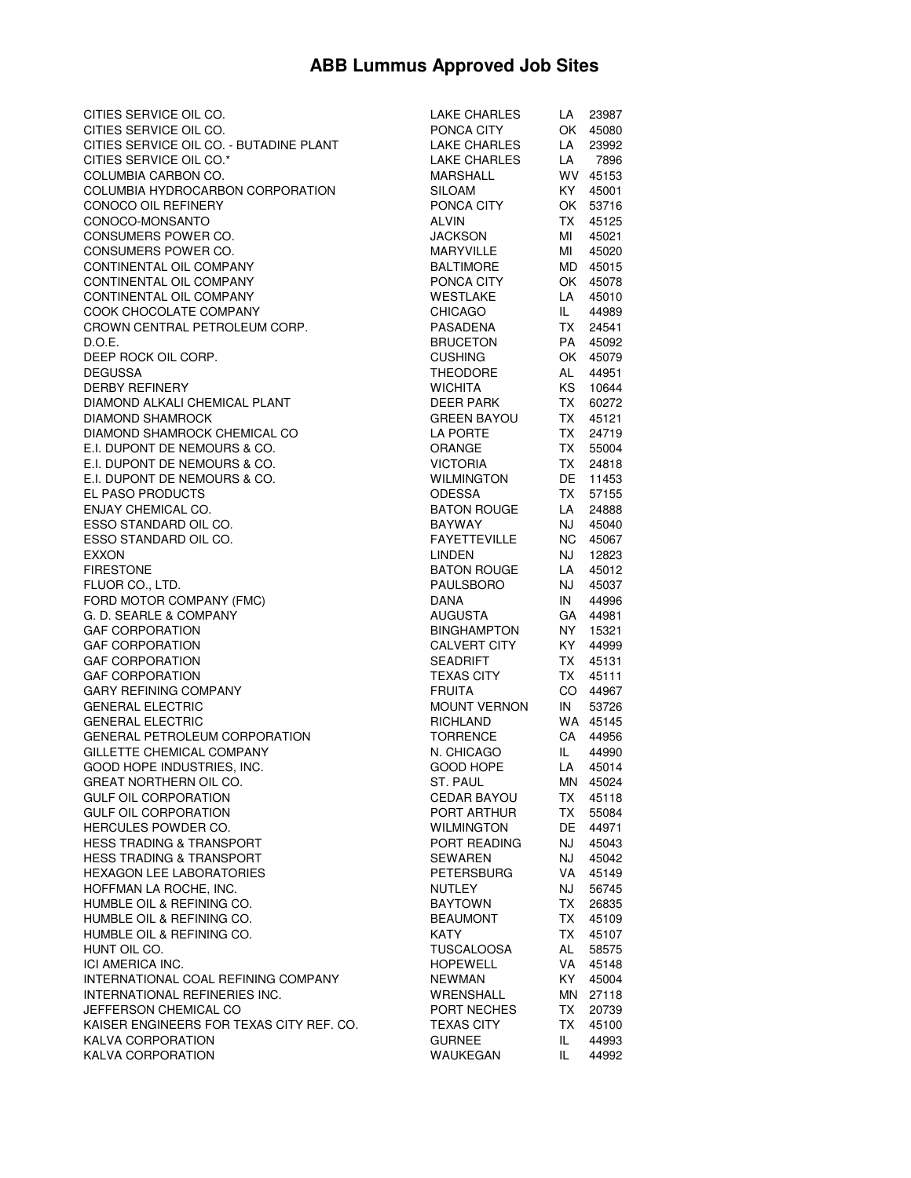# ABB Lummus Approved Job Sites

| | | | |
|---|---|---|---|
| CITIES SERVICE OIL CO. | LAKE CHARLES | LA | 23987 |
| CITIES SERVICE OIL CO. | PONCA CITY | OK | 45080 |
| CITIES SERVICE OIL CO. - BUTADINE PLANT | LAKE CHARLES | LA | 23992 |
| CITIES SERVICE OIL CO.* | LAKE CHARLES | LA | 7896 |
| COLUMBIA CARBON CO. | MARSHALL | WV | 45153 |
| COLUMBIA HYDROCARBON CORPORATION | SILOAM | KY | 45001 |
| CONOCO OIL REFINERY | PONCA CITY | OK | 53716 |
| CONOCO-MONSANTO | ALVIN | TX | 45125 |
| CONSUMERS POWER CO. | JACKSON | MI | 45021 |
| CONSUMERS POWER CO. | MARYVILLE | MI | 45020 |
| CONTINENTAL OIL COMPANY | BALTIMORE | MD | 45015 |
| CONTINENTAL OIL COMPANY | PONCA CITY | OK | 45078 |
| CONTINENTAL OIL COMPANY | WESTLAKE | LA | 45010 |
| COOK CHOCOLATE COMPANY | CHICAGO | IL | 44989 |
| CROWN CENTRAL PETROLEUM CORP. | PASADENA | TX | 24541 |
| D.O.E. | BRUCETON | PA | 45092 |
| DEEP ROCK OIL CORP. | CUSHING | OK | 45079 |
| DEGUSSA | THEODORE | AL | 44951 |
| DERBY REFINERY | WICHITA | KS | 10644 |
| DIAMOND ALKALI CHEMICAL PLANT | DEER PARK | TX | 60272 |
| DIAMOND SHAMROCK | GREEN BAYOU | TX | 45121 |
| DIAMOND SHAMROCK CHEMICAL CO | LA PORTE | TX | 24719 |
| E.I. DUPONT DE NEMOURS & CO. | ORANGE | TX | 55004 |
| E.I. DUPONT DE NEMOURS & CO. | VICTORIA | TX | 24818 |
| E.I. DUPONT DE NEMOURS & CO. | WILMINGTON | DE | 11453 |
| EL PASO PRODUCTS | ODESSA | TX | 57155 |
| ENJAY CHEMICAL CO. | BATON ROUGE | LA | 24888 |
| ESSO STANDARD OIL CO. | BAYWAY | NJ | 45040 |
| ESSO STANDARD OIL CO. | FAYETTEVILLE | NC | 45067 |
| EXXON | LINDEN | NJ | 12823 |
| FIRESTONE | BATON ROUGE | LA | 45012 |
| FLUOR CO., LTD. | PAULSBORO | NJ | 45037 |
| FORD MOTOR COMPANY (FMC) | DANA | IN | 44996 |
| G. D. SEARLE & COMPANY | AUGUSTA | GA | 44981 |
| GAF CORPORATION | BINGHAMPTON | NY | 15321 |
| GAF CORPORATION | CALVERT CITY | KY | 44999 |
| GAF CORPORATION | SEADRIFT | TX | 45131 |
| GAF CORPORATION | TEXAS CITY | TX | 45111 |
| GARY REFINING COMPANY | FRUITA | CO | 44967 |
| GENERAL ELECTRIC | MOUNT VERNON | IN | 53726 |
| GENERAL ELECTRIC | RICHLAND | WA | 45145 |
| GENERAL PETROLEUM CORPORATION | TORRENCE | CA | 44956 |
| GILLETTE CHEMICAL COMPANY | N. CHICAGO | IL | 44990 |
| GOOD HOPE INDUSTRIES, INC. | GOOD HOPE | LA | 45014 |
| GREAT NORTHERN OIL CO. | ST. PAUL | MN | 45024 |
| GULF OIL CORPORATION | CEDAR BAYOU | TX | 45118 |
| GULF OIL CORPORATION | PORT ARTHUR | TX | 55084 |
| HERCULES POWDER CO. | WILMINGTON | DE | 44971 |
| HESS TRADING & TRANSPORT | PORT READING | NJ | 45043 |
| HESS TRADING & TRANSPORT | SEWAREN | NJ | 45042 |
| HEXAGON LEE LABORATORIES | PETERSBURG | VA | 45149 |
| HOFFMAN LA ROCHE, INC. | NUTLEY | NJ | 56745 |
| HUMBLE OIL & REFINING CO. | BAYTOWN | TX | 26835 |
| HUMBLE OIL & REFINING CO. | BEAUMONT | TX | 45109 |
| HUMBLE OIL & REFINING CO. | KATY | TX | 45107 |
| HUNT OIL CO. | TUSCALOOSA | AL | 58575 |
| ICI AMERICA INC. | HOPEWELL | VA | 45148 |
| INTERNATIONAL COAL REFINING COMPANY | NEWMAN | KY | 45004 |
| INTERNATIONAL REFINERIES INC. | WRENSHALL | MN | 27118 |
| JEFFERSON CHEMICAL CO | PORT NECHES | TX | 20739 |
| KAISER ENGINEERS FOR TEXAS CITY REF. CO. | TEXAS CITY | TX | 45100 |
| KALVA CORPORATION | GURNEE | IL | 44993 |
| KALVA CORPORATION | WAUKEGAN | IL | 44992 |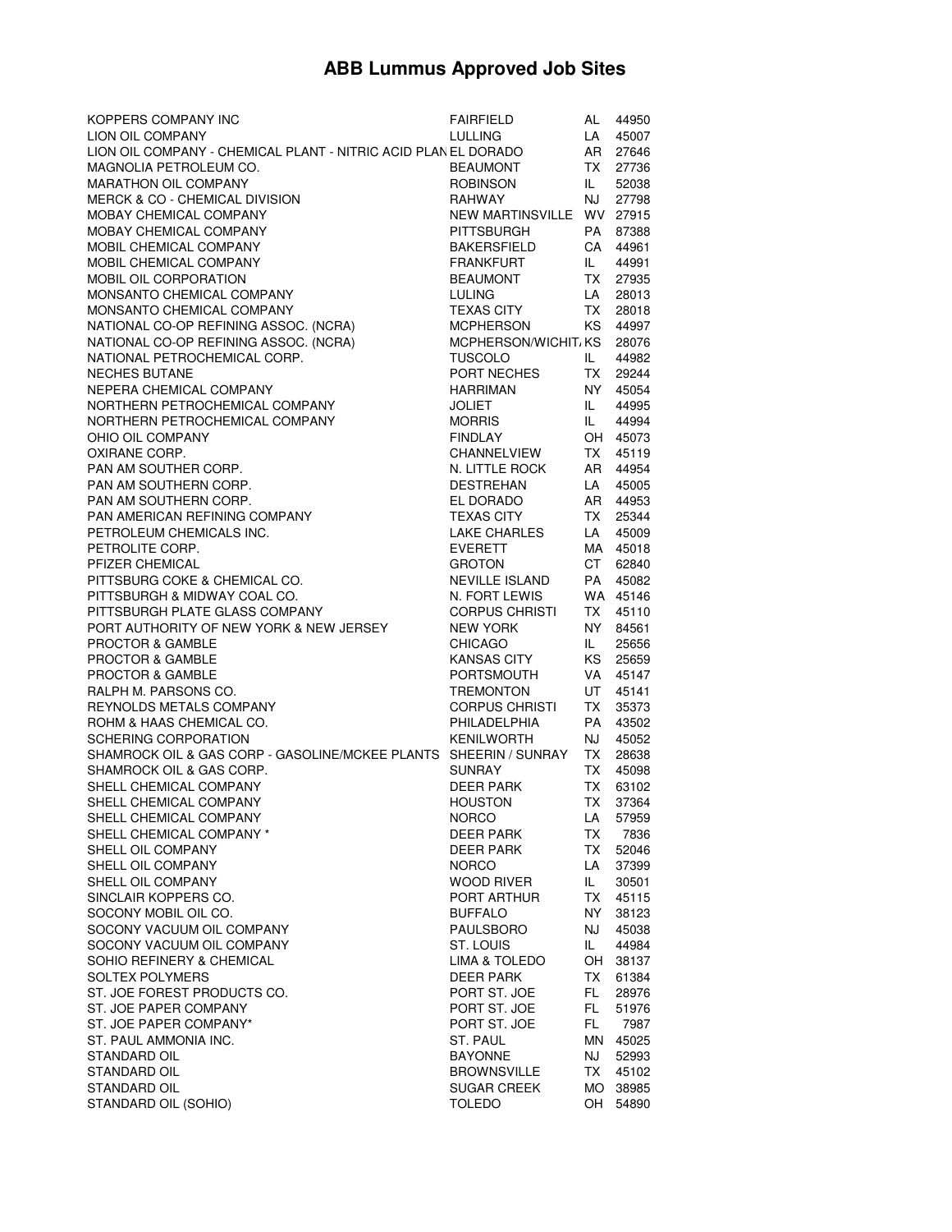# ABB Lummus Approved Job Sites

| | | | |
|---|---|---|---|
| KOPPERS COMPANY INC | FAIRFIELD | AL | 44950 |
| LION OIL COMPANY | LULLING | LA | 45007 |
| LION OIL COMPANY - CHEMICAL PLANT - NITRIC ACID PLAN | EL DORADO | AR | 27646 |
| MAGNOLIA PETROLEUM CO. | BEAUMONT | TX | 27736 |
| MARATHON OIL COMPANY | ROBINSON | IL | 52038 |
| MERCK & CO - CHEMICAL DIVISION | RAHWAY | NJ | 27798 |
| MOBAY CHEMICAL COMPANY | NEW MARTINSVILLE | WV | 27915 |
| MOBAY CHEMICAL COMPANY | PITTSBURGH | PA | 87388 |
| MOBIL CHEMICAL COMPANY | BAKERSFIELD | CA | 44961 |
| MOBIL CHEMICAL COMPANY | FRANKFURT | IL | 44991 |
| MOBIL OIL CORPORATION | BEAUMONT | TX | 27935 |
| MONSANTO CHEMICAL COMPANY | LULING | LA | 28013 |
| MONSANTO CHEMICAL COMPANY | TEXAS CITY | TX | 28018 |
| NATIONAL CO-OP REFINING ASSOC. (NCRA) | MCPHERSON | KS | 44997 |
| NATIONAL CO-OP REFINING ASSOC. (NCRA) | MCPHERSON/WICHIT | KS | 28076 |
| NATIONAL PETROCHEMICAL CORP. | TUSCOLO | IL | 44982 |
| NECHES BUTANE | PORT NECHES | TX | 29244 |
| NEPERA CHEMICAL COMPANY | HARRIMAN | NY | 45054 |
| NORTHERN PETROCHEMICAL COMPANY | JOLIET | IL | 44995 |
| NORTHERN PETROCHEMICAL COMPANY | MORRIS | IL | 44994 |
| OHIO OIL COMPANY | FINDLAY | OH | 45073 |
| OXIRANE CORP. | CHANNELVIEW | TX | 45119 |
| PAN AM SOUTHER CORP. | N. LITTLE ROCK | AR | 44954 |
| PAN AM SOUTHERN CORP. | DESTREHAN | LA | 45005 |
| PAN AM SOUTHERN CORP. | EL DORADO | AR | 44953 |
| PAN AMERICAN REFINING COMPANY | TEXAS CITY | TX | 25344 |
| PETROLEUM CHEMICALS INC. | LAKE CHARLES | LA | 45009 |
| PETROLITE CORP. | EVERETT | MA | 45018 |
| PFIZER CHEMICAL | GROTON | CT | 62840 |
| PITTSBURG COKE & CHEMICAL CO. | NEVILLE ISLAND | PA | 45082 |
| PITTSBURGH & MIDWAY COAL CO. | N. FORT LEWIS | WA | 45146 |
| PITTSBURGH PLATE GLASS COMPANY | CORPUS CHRISTI | TX | 45110 |
| PORT AUTHORITY OF NEW YORK & NEW JERSEY | NEW YORK | NY | 84561 |
| PROCTOR & GAMBLE | CHICAGO | IL | 25656 |
| PROCTOR & GAMBLE | KANSAS CITY | KS | 25659 |
| PROCTOR & GAMBLE | PORTSMOUTH | VA | 45147 |
| RALPH M. PARSONS CO. | TREMONTON | UT | 45141 |
| REYNOLDS METALS COMPANY | CORPUS CHRISTI | TX | 35373 |
| ROHM & HAAS CHEMICAL CO. | PHILADELPHIA | PA | 43502 |
| SCHERING CORPORATION | KENILWORTH | NJ | 45052 |
| SHAMROCK OIL & GAS CORP - GASOLINE/MCKEE PLANTS | SHEERIN / SUNRAY | TX | 28638 |
| SHAMROCK OIL & GAS CORP. | SUNRAY | TX | 45098 |
| SHELL CHEMICAL COMPANY | DEER PARK | TX | 63102 |
| SHELL CHEMICAL COMPANY | HOUSTON | TX | 37364 |
| SHELL CHEMICAL COMPANY | NORCO | LA | 57959 |
| SHELL CHEMICAL COMPANY * | DEER PARK | TX | 7836 |
| SHELL OIL COMPANY | DEER PARK | TX | 52046 |
| SHELL OIL COMPANY | NORCO | LA | 37399 |
| SHELL OIL COMPANY | WOOD RIVER | IL | 30501 |
| SINCLAIR KOPPERS CO. | PORT ARTHUR | TX | 45115 |
| SOCONY MOBIL OIL CO. | BUFFALO | NY | 38123 |
| SOCONY VACUUM OIL COMPANY | PAULSBORO | NJ | 45038 |
| SOCONY VACUUM OIL COMPANY | ST. LOUIS | IL | 44984 |
| SOHIO REFINERY & CHEMICAL | LIMA & TOLEDO | OH | 38137 |
| SOLTEX POLYMERS | DEER PARK | TX | 61384 |
| ST. JOE FOREST PRODUCTS CO. | PORT ST. JOE | FL | 28976 |
| ST. JOE PAPER COMPANY | PORT ST. JOE | FL | 51976 |
| ST. JOE PAPER COMPANY* | PORT ST. JOE | FL | 7987 |
| ST. PAUL AMMONIA INC. | ST. PAUL | MN | 45025 |
| STANDARD OIL | BAYONNE | NJ | 52993 |
| STANDARD OIL | BROWNSVILLE | TX | 45102 |
| STANDARD OIL | SUGAR CREEK | MO | 38985 |
| STANDARD OIL (SOHIO) | TOLEDO | OH | 54890 |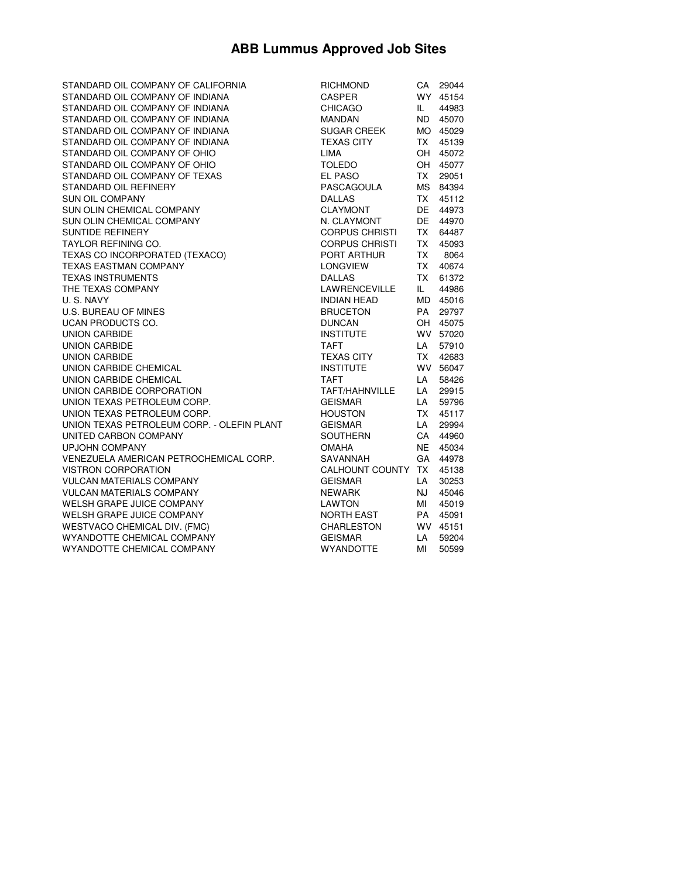# ABB Lummus Approved Job Sites

| | | | |
|---|---|---|---|
| STANDARD OIL COMPANY OF CALIFORNIA | RICHMOND | CA | 29044 |
| STANDARD OIL COMPANY OF INDIANA | CASPER | WY | 45154 |
| STANDARD OIL COMPANY OF INDIANA | CHICAGO | IL | 44983 |
| STANDARD OIL COMPANY OF INDIANA | MANDAN | ND | 45070 |
| STANDARD OIL COMPANY OF INDIANA | SUGAR CREEK | MO | 45029 |
| STANDARD OIL COMPANY OF INDIANA | TEXAS CITY | TX | 45139 |
| STANDARD OIL COMPANY OF OHIO | LIMA | OH | 45072 |
| STANDARD OIL COMPANY OF OHIO | TOLEDO | OH | 45077 |
| STANDARD OIL COMPANY OF TEXAS | EL PASO | TX | 29051 |
| STANDARD OIL REFINERY | PASCAGOULA | MS | 84394 |
| SUN OIL COMPANY | DALLAS | TX | 45112 |
| SUN OLIN CHEMICAL COMPANY | CLAYMONT | DE | 44973 |
| SUN OLIN CHEMICAL COMPANY | N. CLAYMONT | DE | 44970 |
| SUNTIDE REFINERY | CORPUS CHRISTI | TX | 64487 |
| TAYLOR REFINING CO. | CORPUS CHRISTI | TX | 45093 |
| TEXAS CO INCORPORATED (TEXACO) | PORT ARTHUR | TX | 8064 |
| TEXAS EASTMAN COMPANY | LONGVIEW | TX | 40674 |
| TEXAS INSTRUMENTS | DALLAS | TX | 61372 |
| THE TEXAS COMPANY | LAWRENCEVILLE | IL | 44986 |
| U. S. NAVY | INDIAN HEAD | MD | 45016 |
| U.S. BUREAU OF MINES | BRUCETON | PA | 29797 |
| UCAN PRODUCTS CO. | DUNCAN | OH | 45075 |
| UNION CARBIDE | INSTITUTE | WV | 57020 |
| UNION CARBIDE | TAFT | LA | 57910 |
| UNION CARBIDE | TEXAS CITY | TX | 42683 |
| UNION CARBIDE CHEMICAL | INSTITUTE | WV | 56047 |
| UNION CARBIDE CHEMICAL | TAFT | LA | 58426 |
| UNION CARBIDE CORPORATION | TAFT/HAHNVILLE | LA | 29915 |
| UNION TEXAS PETROLEUM CORP. | GEISMAR | LA | 59796 |
| UNION TEXAS PETROLEUM CORP. | HOUSTON | TX | 45117 |
| UNION TEXAS PETROLEUM CORP. - OLEFIN PLANT | GEISMAR | LA | 29994 |
| UNITED CARBON COMPANY | SOUTHERN | CA | 44960 |
| UPJOHN COMPANY | OMAHA | NE | 45034 |
| VENEZUELA AMERICAN PETROCHEMICAL CORP. | SAVANNAH | GA | 44978 |
| VISTRON CORPORATION | CALHOUNT COUNTY | TX | 45138 |
| VULCAN MATERIALS COMPANY | GEISMAR | LA | 30253 |
| VULCAN MATERIALS COMPANY | NEWARK | NJ | 45046 |
| WELSH GRAPE JUICE COMPANY | LAWTON | MI | 45019 |
| WELSH GRAPE JUICE COMPANY | NORTH EAST | PA | 45091 |
| WESTVACO CHEMICAL DIV. (FMC) | CHARLESTON | WV | 45151 |
| WYANDOTTE CHEMICAL COMPANY | GEISMAR | LA | 59204 |
| WYANDOTTE CHEMICAL COMPANY | WYANDOTTE | MI | 50599 |